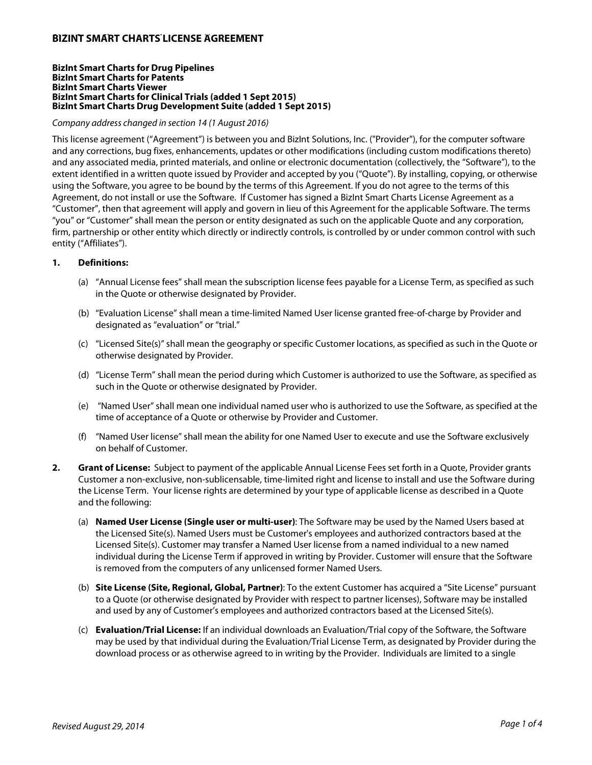# BIZINT SMART CHARTS LICENSE AGREEMENT

**BizInt Smart Charts for Drug Pipelines**
**BizInt Smart Charts for Patents**
**BizInt Smart Charts Viewer**
**BizInt Smart Charts for Clinical Trials (added 1 Sept 2015)**
**BizInt Smart Charts Drug Development Suite (added 1 Sept 2015)**

*Company address changed in section 14 (1 August 2016)*

This license agreement ("Agreement") is between you and BizInt Solutions, Inc. ("Provider"), for the computer software and any corrections, bug fixes, enhancements, updates or other modifications (including custom modifications thereto) and any associated media, printed materials, and online or electronic documentation (collectively, the "Software"), to the extent identified in a written quote issued by Provider and accepted by you ("Quote"). By installing, copying, or otherwise using the Software, you agree to be bound by the terms of this Agreement. If you do not agree to the terms of this Agreement, do not install or use the Software. If Customer has signed a BizInt Smart Charts License Agreement as a "Customer", then that agreement will apply and govern in lieu of this Agreement for the applicable Software. The terms "you" or "Customer" shall mean the person or entity designated as such on the applicable Quote and any corporation, firm, partnership or other entity which directly or indirectly controls, is controlled by or under common control with such entity ("Affiliates").

**1. Definitions:**

(a) "Annual License fees" shall mean the subscription license fees payable for a License Term, as specified as such in the Quote or otherwise designated by Provider.

(b) "Evaluation License" shall mean a time-limited Named User license granted free-of-charge by Provider and designated as "evaluation" or "trial."

(c) "Licensed Site(s)" shall mean the geography or specific Customer locations, as specified as such in the Quote or otherwise designated by Provider.

(d) "License Term" shall mean the period during which Customer is authorized to use the Software, as specified as such in the Quote or otherwise designated by Provider.

(e) "Named User" shall mean one individual named user who is authorized to use the Software, as specified at the time of acceptance of a Quote or otherwise by Provider and Customer.

(f) "Named User license" shall mean the ability for one Named User to execute and use the Software exclusively on behalf of Customer.

**2. Grant of License:** Subject to payment of the applicable Annual License Fees set forth in a Quote, Provider grants Customer a non-exclusive, non-sublicensable, time-limited right and license to install and use the Software during the License Term. Your license rights are determined by your type of applicable license as described in a Quote and the following:

(a) **Named User License (Single user or multi-user)**: The Software may be used by the Named Users based at the Licensed Site(s). Named Users must be Customer's employees and authorized contractors based at the Licensed Site(s). Customer may transfer a Named User license from a named individual to a new named individual during the License Term if approved in writing by Provider. Customer will ensure that the Software is removed from the computers of any unlicensed former Named Users.

(b) **Site License (Site, Regional, Global, Partner)**: To the extent Customer has acquired a "Site License" pursuant to a Quote (or otherwise designated by Provider with respect to partner licenses), Software may be installed and used by any of Customer's employees and authorized contractors based at the Licensed Site(s).

(c) **Evaluation/Trial License:** If an individual downloads an Evaluation/Trial copy of the Software, the Software may be used by that individual during the Evaluation/Trial License Term, as designated by Provider during the download process or as otherwise agreed to in writing by the Provider. Individuals are limited to a single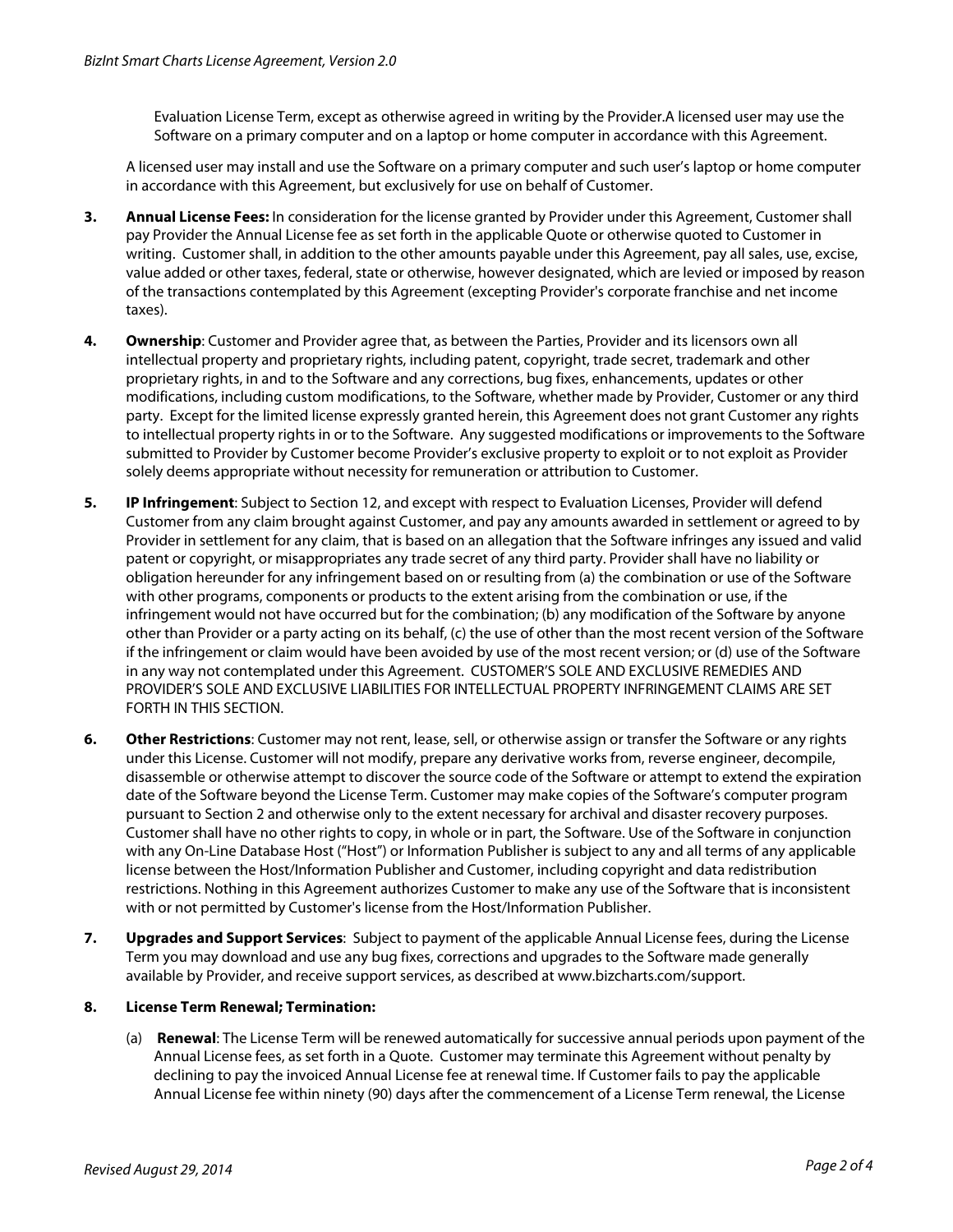Evaluation License Term, except as otherwise agreed in writing by the Provider.A licensed user may use the Software on a primary computer and on a laptop or home computer in accordance with this Agreement.

A licensed user may install and use the Software on a primary computer and such user's laptop or home computer in accordance with this Agreement, but exclusively for use on behalf of Customer.

**3. Annual License Fees:** In consideration for the license granted by Provider under this Agreement, Customer shall pay Provider the Annual License fee as set forth in the applicable Quote or otherwise quoted to Customer in writing. Customer shall, in addition to the other amounts payable under this Agreement, pay all sales, use, excise, value added or other taxes, federal, state or otherwise, however designated, which are levied or imposed by reason of the transactions contemplated by this Agreement (excepting Provider's corporate franchise and net income taxes).

**4. Ownership**: Customer and Provider agree that, as between the Parties, Provider and its licensors own all intellectual property and proprietary rights, including patent, copyright, trade secret, trademark and other proprietary rights, in and to the Software and any corrections, bug fixes, enhancements, updates or other modifications, including custom modifications, to the Software, whether made by Provider, Customer or any third party. Except for the limited license expressly granted herein, this Agreement does not grant Customer any rights to intellectual property rights in or to the Software. Any suggested modifications or improvements to the Software submitted to Provider by Customer become Provider's exclusive property to exploit or to not exploit as Provider solely deems appropriate without necessity for remuneration or attribution to Customer.

**5. IP Infringement**: Subject to Section 12, and except with respect to Evaluation Licenses, Provider will defend Customer from any claim brought against Customer, and pay any amounts awarded in settlement or agreed to by Provider in settlement for any claim, that is based on an allegation that the Software infringes any issued and valid patent or copyright, or misappropriates any trade secret of any third party. Provider shall have no liability or obligation hereunder for any infringement based on or resulting from (a) the combination or use of the Software with other programs, components or products to the extent arising from the combination or use, if the infringement would not have occurred but for the combination; (b) any modification of the Software by anyone other than Provider or a party acting on its behalf, (c) the use of other than the most recent version of the Software if the infringement or claim would have been avoided by use of the most recent version; or (d) use of the Software in any way not contemplated under this Agreement. CUSTOMER'S SOLE AND EXCLUSIVE REMEDIES AND PROVIDER'S SOLE AND EXCLUSIVE LIABILITIES FOR INTELLECTUAL PROPERTY INFRINGEMENT CLAIMS ARE SET FORTH IN THIS SECTION.

**6. Other Restrictions**: Customer may not rent, lease, sell, or otherwise assign or transfer the Software or any rights under this License. Customer will not modify, prepare any derivative works from, reverse engineer, decompile, disassemble or otherwise attempt to discover the source code of the Software or attempt to extend the expiration date of the Software beyond the License Term. Customer may make copies of the Software's computer program pursuant to Section 2 and otherwise only to the extent necessary for archival and disaster recovery purposes. Customer shall have no other rights to copy, in whole or in part, the Software. Use of the Software in conjunction with any On-Line Database Host ("Host") or Information Publisher is subject to any and all terms of any applicable license between the Host/Information Publisher and Customer, including copyright and data redistribution restrictions. Nothing in this Agreement authorizes Customer to make any use of the Software that is inconsistent with or not permitted by Customer's license from the Host/Information Publisher.

**7. Upgrades and Support Services**: Subject to payment of the applicable Annual License fees, during the License Term you may download and use any bug fixes, corrections and upgrades to the Software made generally available by Provider, and receive support services, as described at www.bizcharts.com/support.

**8. License Term Renewal; Termination:**

(a) **Renewal**: The License Term will be renewed automatically for successive annual periods upon payment of the Annual License fees, as set forth in a Quote. Customer may terminate this Agreement without penalty by declining to pay the invoiced Annual License fee at renewal time. If Customer fails to pay the applicable Annual License fee within ninety (90) days after the commencement of a License Term renewal, the License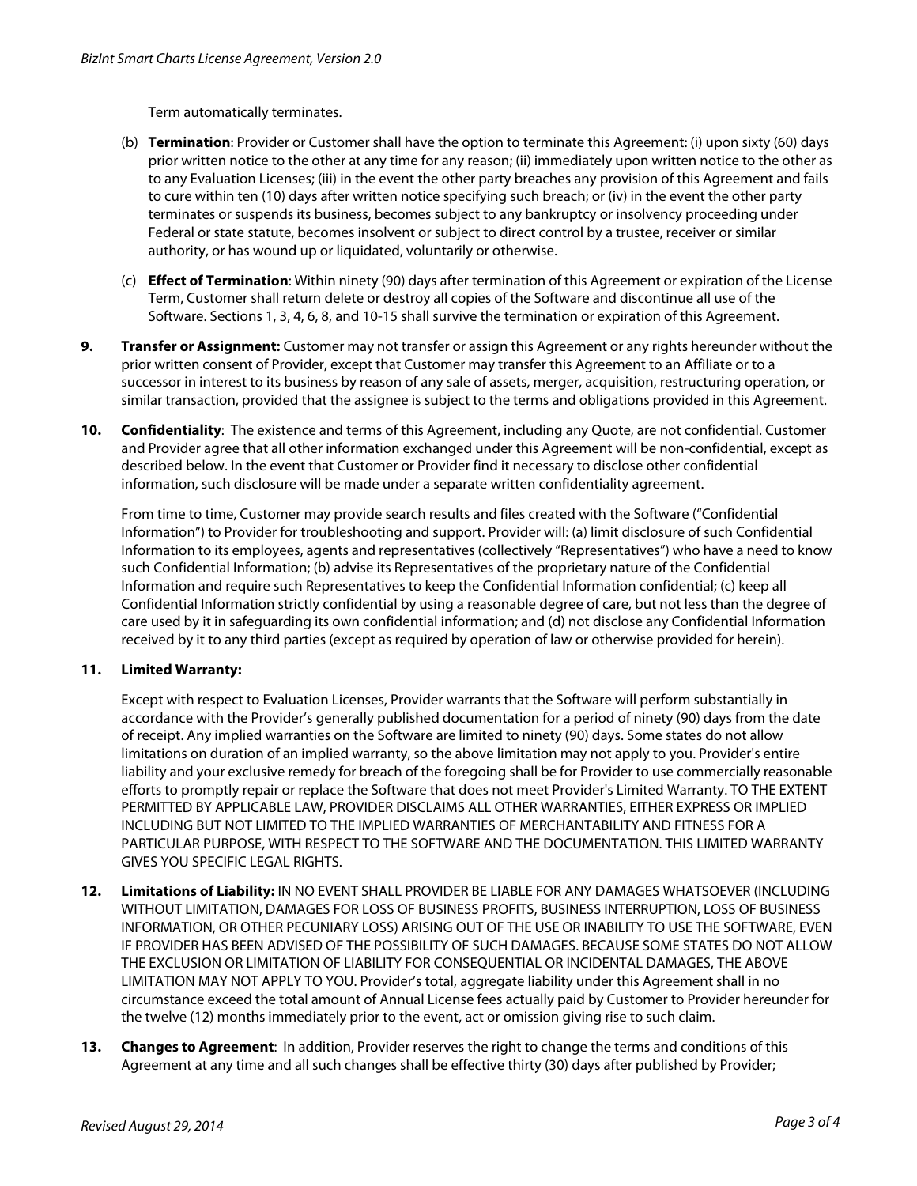Term automatically terminates.

(b) **Termination**: Provider or Customer shall have the option to terminate this Agreement: (i) upon sixty (60) days prior written notice to the other at any time for any reason; (ii) immediately upon written notice to the other as to any Evaluation Licenses; (iii) in the event the other party breaches any provision of this Agreement and fails to cure within ten (10) days after written notice specifying such breach; or (iv) in the event the other party terminates or suspends its business, becomes subject to any bankruptcy or insolvency proceeding under Federal or state statute, becomes insolvent or subject to direct control by a trustee, receiver or similar authority, or has wound up or liquidated, voluntarily or otherwise.

(c) **Effect of Termination**: Within ninety (90) days after termination of this Agreement or expiration of the License Term, Customer shall return delete or destroy all copies of the Software and discontinue all use of the Software. Sections 1, 3, 4, 6, 8, and 10-15 shall survive the termination or expiration of this Agreement.

**9. Transfer or Assignment:** Customer may not transfer or assign this Agreement or any rights hereunder without the prior written consent of Provider, except that Customer may transfer this Agreement to an Affiliate or to a successor in interest to its business by reason of any sale of assets, merger, acquisition, restructuring operation, or similar transaction, provided that the assignee is subject to the terms and obligations provided in this Agreement.

**10. Confidentiality**: The existence and terms of this Agreement, including any Quote, are not confidential. Customer and Provider agree that all other information exchanged under this Agreement will be non-confidential, except as described below. In the event that Customer or Provider find it necessary to disclose other confidential information, such disclosure will be made under a separate written confidentiality agreement.

From time to time, Customer may provide search results and files created with the Software ("Confidential Information") to Provider for troubleshooting and support. Provider will: (a) limit disclosure of such Confidential Information to its employees, agents and representatives (collectively "Representatives") who have a need to know such Confidential Information; (b) advise its Representatives of the proprietary nature of the Confidential Information and require such Representatives to keep the Confidential Information confidential; (c) keep all Confidential Information strictly confidential by using a reasonable degree of care, but not less than the degree of care used by it in safeguarding its own confidential information; and (d) not disclose any Confidential Information received by it to any third parties (except as required by operation of law or otherwise provided for herein).

**11. Limited Warranty:**

Except with respect to Evaluation Licenses, Provider warrants that the Software will perform substantially in accordance with the Provider's generally published documentation for a period of ninety (90) days from the date of receipt. Any implied warranties on the Software are limited to ninety (90) days. Some states do not allow limitations on duration of an implied warranty, so the above limitation may not apply to you. Provider's entire liability and your exclusive remedy for breach of the foregoing shall be for Provider to use commercially reasonable efforts to promptly repair or replace the Software that does not meet Provider's Limited Warranty. TO THE EXTENT PERMITTED BY APPLICABLE LAW, PROVIDER DISCLAIMS ALL OTHER WARRANTIES, EITHER EXPRESS OR IMPLIED INCLUDING BUT NOT LIMITED TO THE IMPLIED WARRANTIES OF MERCHANTABILITY AND FITNESS FOR A PARTICULAR PURPOSE, WITH RESPECT TO THE SOFTWARE AND THE DOCUMENTATION. THIS LIMITED WARRANTY GIVES YOU SPECIFIC LEGAL RIGHTS.

**12. Limitations of Liability:** IN NO EVENT SHALL PROVIDER BE LIABLE FOR ANY DAMAGES WHATSOEVER (INCLUDING WITHOUT LIMITATION, DAMAGES FOR LOSS OF BUSINESS PROFITS, BUSINESS INTERRUPTION, LOSS OF BUSINESS INFORMATION, OR OTHER PECUNIARY LOSS) ARISING OUT OF THE USE OR INABILITY TO USE THE SOFTWARE, EVEN IF PROVIDER HAS BEEN ADVISED OF THE POSSIBILITY OF SUCH DAMAGES. BECAUSE SOME STATES DO NOT ALLOW THE EXCLUSION OR LIMITATION OF LIABILITY FOR CONSEQUENTIAL OR INCIDENTAL DAMAGES, THE ABOVE LIMITATION MAY NOT APPLY TO YOU. Provider's total, aggregate liability under this Agreement shall in no circumstance exceed the total amount of Annual License fees actually paid by Customer to Provider hereunder for the twelve (12) months immediately prior to the event, act or omission giving rise to such claim.

**13. Changes to Agreement**: In addition, Provider reserves the right to change the terms and conditions of this Agreement at any time and all such changes shall be effective thirty (30) days after published by Provider;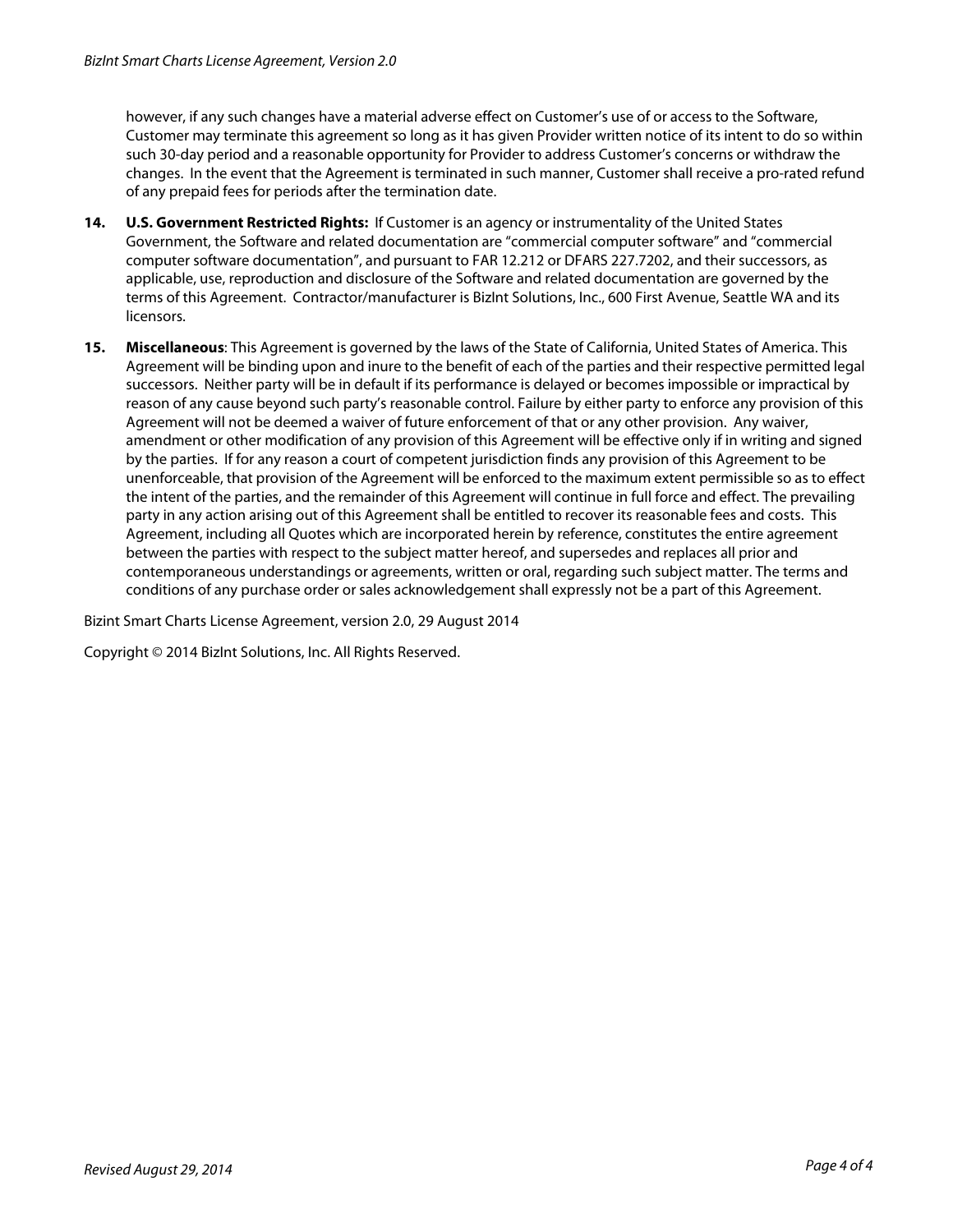however, if any such changes have a material adverse effect on Customer's use of or access to the Software, Customer may terminate this agreement so long as it has given Provider written notice of its intent to do so within such 30-day period and a reasonable opportunity for Provider to address Customer's concerns or withdraw the changes. In the event that the Agreement is terminated in such manner, Customer shall receive a pro-rated refund of any prepaid fees for periods after the termination date.

14. **U.S. Government Restricted Rights:** If Customer is an agency or instrumentality of the United States Government, the Software and related documentation are "commercial computer software" and "commercial computer software documentation", and pursuant to FAR 12.212 or DFARS 227.7202, and their successors, as applicable, use, reproduction and disclosure of the Software and related documentation are governed by the terms of this Agreement. Contractor/manufacturer is BizInt Solutions, Inc., 600 First Avenue, Seattle WA and its licensors.

15. **Miscellaneous**: This Agreement is governed by the laws of the State of California, United States of America. This Agreement will be binding upon and inure to the benefit of each of the parties and their respective permitted legal successors. Neither party will be in default if its performance is delayed or becomes impossible or impractical by reason of any cause beyond such party's reasonable control. Failure by either party to enforce any provision of this Agreement will not be deemed a waiver of future enforcement of that or any other provision. Any waiver, amendment or other modification of any provision of this Agreement will be effective only if in writing and signed by the parties. If for any reason a court of competent jurisdiction finds any provision of this Agreement to be unenforceable, that provision of the Agreement will be enforced to the maximum extent permissible so as to effect the intent of the parties, and the remainder of this Agreement will continue in full force and effect. The prevailing party in any action arising out of this Agreement shall be entitled to recover its reasonable fees and costs. This Agreement, including all Quotes which are incorporated herein by reference, constitutes the entire agreement between the parties with respect to the subject matter hereof, and supersedes and replaces all prior and contemporaneous understandings or agreements, written or oral, regarding such subject matter. The terms and conditions of any purchase order or sales acknowledgement shall expressly not be a part of this Agreement.

Bizint Smart Charts License Agreement, version 2.0, 29 August 2014

Copyright © 2014 BizInt Solutions, Inc. All Rights Reserved.